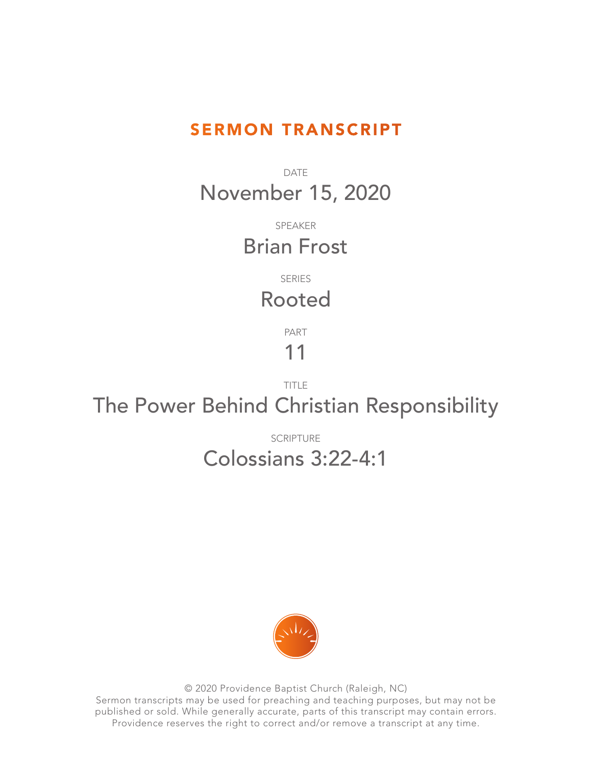# SERMON TRANSCRIPT

DATE

November 15, 2020

SPEAKER

Brian Frost

SERIES

Rooted

PART

11

TITLE

The Power Behind Christian Responsibility

SCRIPTURE

Colossians 3:22-4:1

© 2020 Providence Baptist Church (Raleigh, NC)
Sermon transcripts may be used for preaching and teaching purposes, but may not be published or sold. While generally accurate, parts of this transcript may contain errors. Providence reserves the right to correct and/or remove a transcript at any time.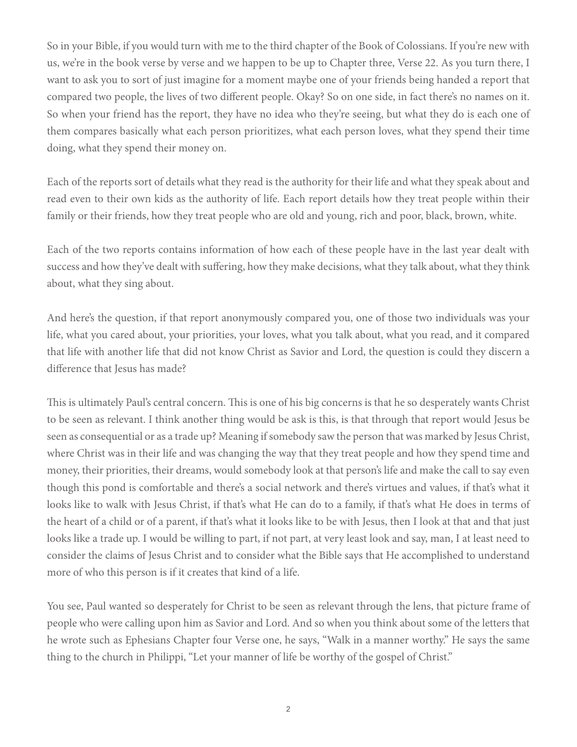So in your Bible, if you would turn with me to the third chapter of the Book of Colossians. If you're new with us, we're in the book verse by verse and we happen to be up to Chapter three, Verse 22. As you turn there, I want to ask you to sort of just imagine for a moment maybe one of your friends being handed a report that compared two people, the lives of two different people. Okay? So on one side, in fact there's no names on it. So when your friend has the report, they have no idea who they're seeing, but what they do is each one of them compares basically what each person prioritizes, what each person loves, what they spend their time doing, what they spend their money on.

Each of the reports sort of details what they read is the authority for their life and what they speak about and read even to their own kids as the authority of life. Each report details how they treat people within their family or their friends, how they treat people who are old and young, rich and poor, black, brown, white.

Each of the two reports contains information of how each of these people have in the last year dealt with success and how they've dealt with suffering, how they make decisions, what they talk about, what they think about, what they sing about.

And here's the question, if that report anonymously compared you, one of those two individuals was your life, what you cared about, your priorities, your loves, what you talk about, what you read, and it compared that life with another life that did not know Christ as Savior and Lord, the question is could they discern a difference that Jesus has made?

This is ultimately Paul's central concern. This is one of his big concerns is that he so desperately wants Christ to be seen as relevant. I think another thing would be ask is this, is that through that report would Jesus be seen as consequential or as a trade up? Meaning if somebody saw the person that was marked by Jesus Christ, where Christ was in their life and was changing the way that they treat people and how they spend time and money, their priorities, their dreams, would somebody look at that person's life and make the call to say even though this pond is comfortable and there's a social network and there's virtues and values, if that's what it looks like to walk with Jesus Christ, if that's what He can do to a family, if that's what He does in terms of the heart of a child or of a parent, if that's what it looks like to be with Jesus, then I look at that and that just looks like a trade up. I would be willing to part, if not part, at very least look and say, man, I at least need to consider the claims of Jesus Christ and to consider what the Bible says that He accomplished to understand more of who this person is if it creates that kind of a life.

You see, Paul wanted so desperately for Christ to be seen as relevant through the lens, that picture frame of people who were calling upon him as Savior and Lord. And so when you think about some of the letters that he wrote such as Ephesians Chapter four Verse one, he says, "Walk in a manner worthy." He says the same thing to the church in Philippi, "Let your manner of life be worthy of the gospel of Christ."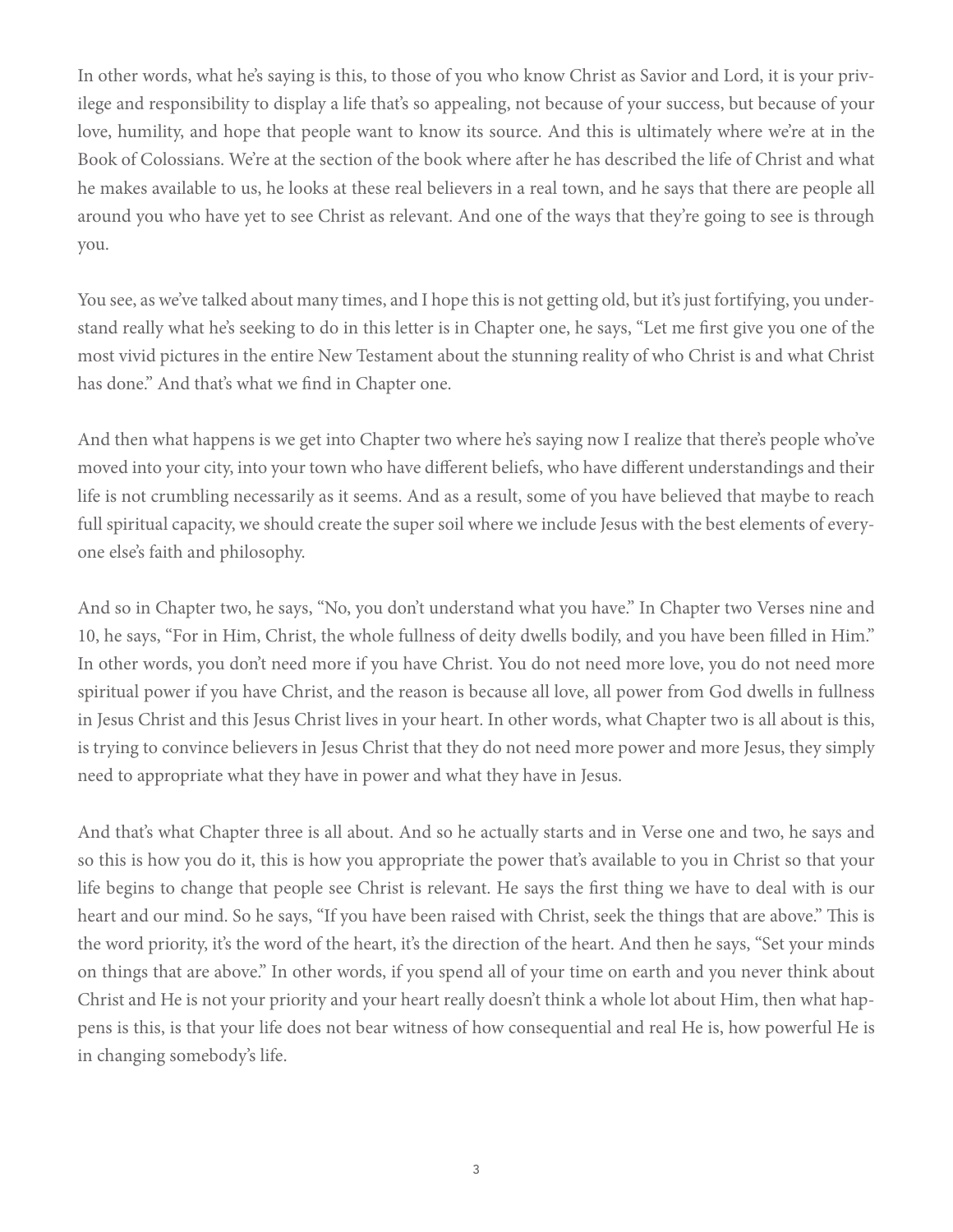In other words, what he's saying is this, to those of you who know Christ as Savior and Lord, it is your privilege and responsibility to display a life that's so appealing, not because of your success, but because of your love, humility, and hope that people want to know its source. And this is ultimately where we're at in the Book of Colossians. We're at the section of the book where after he has described the life of Christ and what he makes available to us, he looks at these real believers in a real town, and he says that there are people all around you who have yet to see Christ as relevant. And one of the ways that they're going to see is through you.

You see, as we've talked about many times, and I hope this is not getting old, but it's just fortifying, you understand really what he's seeking to do in this letter is in Chapter one, he says, "Let me first give you one of the most vivid pictures in the entire New Testament about the stunning reality of who Christ is and what Christ has done." And that's what we find in Chapter one.

And then what happens is we get into Chapter two where he's saying now I realize that there's people who've moved into your city, into your town who have different beliefs, who have different understandings and their life is not crumbling necessarily as it seems. And as a result, some of you have believed that maybe to reach full spiritual capacity, we should create the super soil where we include Jesus with the best elements of everyone else's faith and philosophy.

And so in Chapter two, he says, "No, you don't understand what you have." In Chapter two Verses nine and 10, he says, "For in Him, Christ, the whole fullness of deity dwells bodily, and you have been filled in Him." In other words, you don't need more if you have Christ. You do not need more love, you do not need more spiritual power if you have Christ, and the reason is because all love, all power from God dwells in fullness in Jesus Christ and this Jesus Christ lives in your heart. In other words, what Chapter two is all about is this, is trying to convince believers in Jesus Christ that they do not need more power and more Jesus, they simply need to appropriate what they have in power and what they have in Jesus.

And that's what Chapter three is all about. And so he actually starts and in Verse one and two, he says and so this is how you do it, this is how you appropriate the power that's available to you in Christ so that your life begins to change that people see Christ is relevant. He says the first thing we have to deal with is our heart and our mind. So he says, "If you have been raised with Christ, seek the things that are above." This is the word priority, it's the word of the heart, it's the direction of the heart. And then he says, "Set your minds on things that are above." In other words, if you spend all of your time on earth and you never think about Christ and He is not your priority and your heart really doesn't think a whole lot about Him, then what happens is this, is that your life does not bear witness of how consequential and real He is, how powerful He is in changing somebody's life.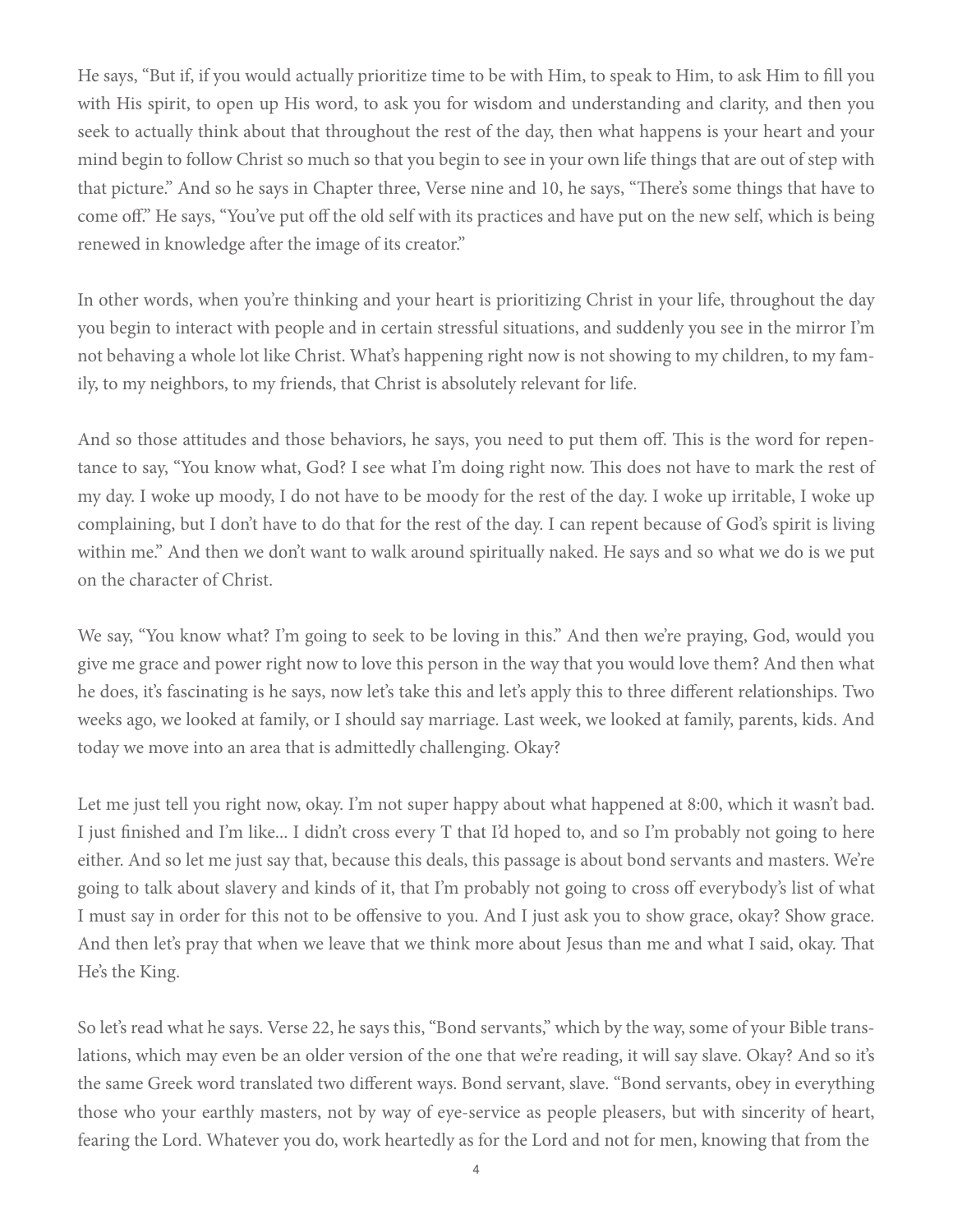He says, "But if, if you would actually prioritize time to be with Him, to speak to Him, to ask Him to fill you with His spirit, to open up His word, to ask you for wisdom and understanding and clarity, and then you seek to actually think about that throughout the rest of the day, then what happens is your heart and your mind begin to follow Christ so much so that you begin to see in your own life things that are out of step with that picture." And so he says in Chapter three, Verse nine and 10, he says, "There's some things that have to come off." He says, "You've put off the old self with its practices and have put on the new self, which is being renewed in knowledge after the image of its creator."

In other words, when you're thinking and your heart is prioritizing Christ in your life, throughout the day you begin to interact with people and in certain stressful situations, and suddenly you see in the mirror I'm not behaving a whole lot like Christ. What's happening right now is not showing to my children, to my family, to my neighbors, to my friends, that Christ is absolutely relevant for life.

And so those attitudes and those behaviors, he says, you need to put them off. This is the word for repentance to say, "You know what, God? I see what I'm doing right now. This does not have to mark the rest of my day. I woke up moody, I do not have to be moody for the rest of the day. I woke up irritable, I woke up complaining, but I don't have to do that for the rest of the day. I can repent because of God's spirit is living within me." And then we don't want to walk around spiritually naked. He says and so what we do is we put on the character of Christ.

We say, "You know what? I'm going to seek to be loving in this." And then we're praying, God, would you give me grace and power right now to love this person in the way that you would love them? And then what he does, it's fascinating is he says, now let's take this and let's apply this to three different relationships. Two weeks ago, we looked at family, or I should say marriage. Last week, we looked at family, parents, kids. And today we move into an area that is admittedly challenging. Okay?

Let me just tell you right now, okay. I'm not super happy about what happened at 8:00, which it wasn't bad. I just finished and I'm like... I didn't cross every T that I'd hoped to, and so I'm probably not going to here either. And so let me just say that, because this deals, this passage is about bond servants and masters. We're going to talk about slavery and kinds of it, that I'm probably not going to cross off everybody's list of what I must say in order for this not to be offensive to you. And I just ask you to show grace, okay? Show grace. And then let's pray that when we leave that we think more about Jesus than me and what I said, okay. That He's the King.

So let's read what he says. Verse 22, he says this, "Bond servants," which by the way, some of your Bible translations, which may even be an older version of the one that we're reading, it will say slave. Okay? And so it's the same Greek word translated two different ways. Bond servant, slave. "Bond servants, obey in everything those who your earthly masters, not by way of eye-service as people pleasers, but with sincerity of heart, fearing the Lord. Whatever you do, work heartedly as for the Lord and not for men, knowing that from the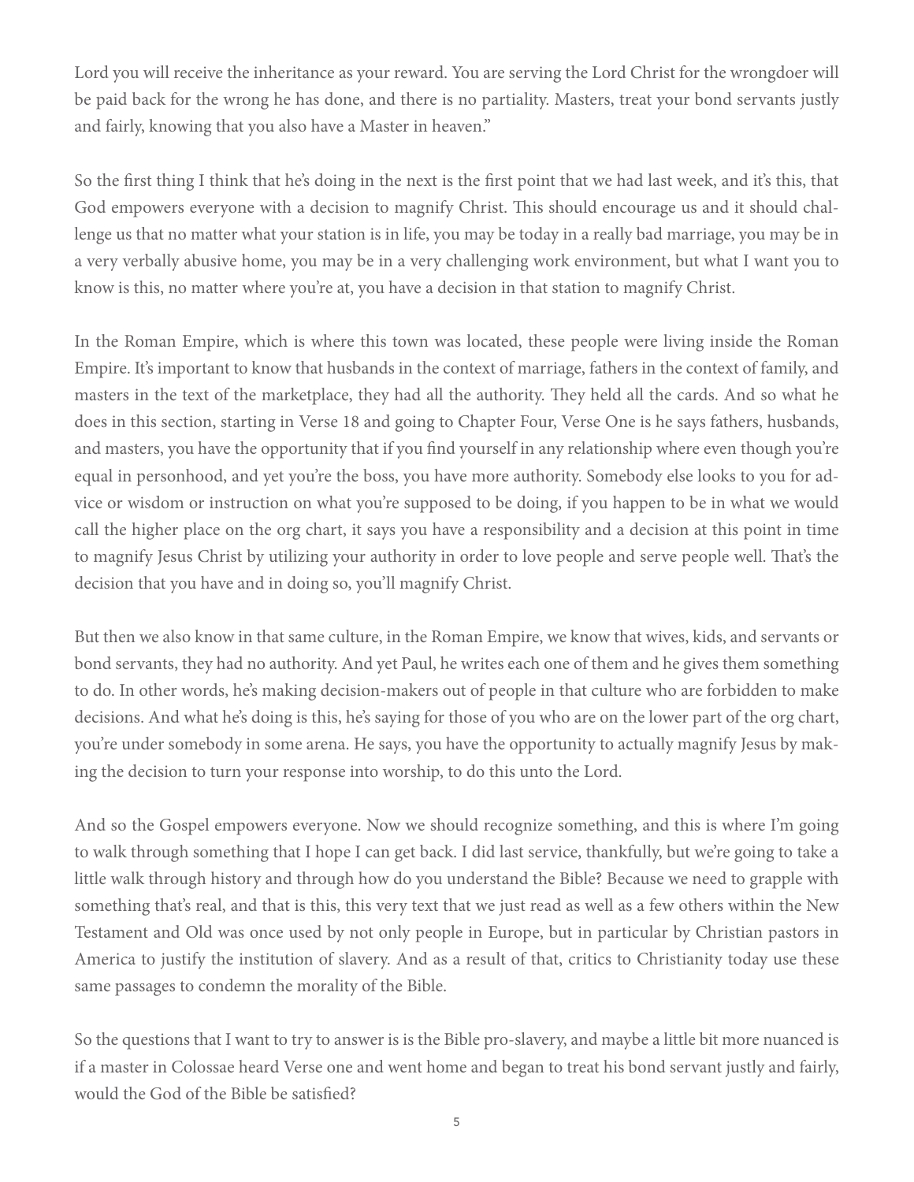Lord you will receive the inheritance as your reward. You are serving the Lord Christ for the wrongdoer will be paid back for the wrong he has done, and there is no partiality. Masters, treat your bond servants justly and fairly, knowing that you also have a Master in heaven."

So the first thing I think that he's doing in the next is the first point that we had last week, and it's this, that God empowers everyone with a decision to magnify Christ. This should encourage us and it should challenge us that no matter what your station is in life, you may be today in a really bad marriage, you may be in a very verbally abusive home, you may be in a very challenging work environment, but what I want you to know is this, no matter where you're at, you have a decision in that station to magnify Christ.

In the Roman Empire, which is where this town was located, these people were living inside the Roman Empire. It's important to know that husbands in the context of marriage, fathers in the context of family, and masters in the text of the marketplace, they had all the authority. They held all the cards. And so what he does in this section, starting in Verse 18 and going to Chapter Four, Verse One is he says fathers, husbands, and masters, you have the opportunity that if you find yourself in any relationship where even though you're equal in personhood, and yet you're the boss, you have more authority. Somebody else looks to you for advice or wisdom or instruction on what you're supposed to be doing, if you happen to be in what we would call the higher place on the org chart, it says you have a responsibility and a decision at this point in time to magnify Jesus Christ by utilizing your authority in order to love people and serve people well. That's the decision that you have and in doing so, you'll magnify Christ.

But then we also know in that same culture, in the Roman Empire, we know that wives, kids, and servants or bond servants, they had no authority. And yet Paul, he writes each one of them and he gives them something to do. In other words, he's making decision-makers out of people in that culture who are forbidden to make decisions. And what he's doing is this, he's saying for those of you who are on the lower part of the org chart, you're under somebody in some arena. He says, you have the opportunity to actually magnify Jesus by making the decision to turn your response into worship, to do this unto the Lord.

And so the Gospel empowers everyone. Now we should recognize something, and this is where I'm going to walk through something that I hope I can get back. I did last service, thankfully, but we're going to take a little walk through history and through how do you understand the Bible? Because we need to grapple with something that's real, and that is this, this very text that we just read as well as a few others within the New Testament and Old was once used by not only people in Europe, but in particular by Christian pastors in America to justify the institution of slavery. And as a result of that, critics to Christianity today use these same passages to condemn the morality of the Bible.

So the questions that I want to try to answer is is the Bible pro-slavery, and maybe a little bit more nuanced is if a master in Colossae heard Verse one and went home and began to treat his bond servant justly and fairly, would the God of the Bible be satisfied?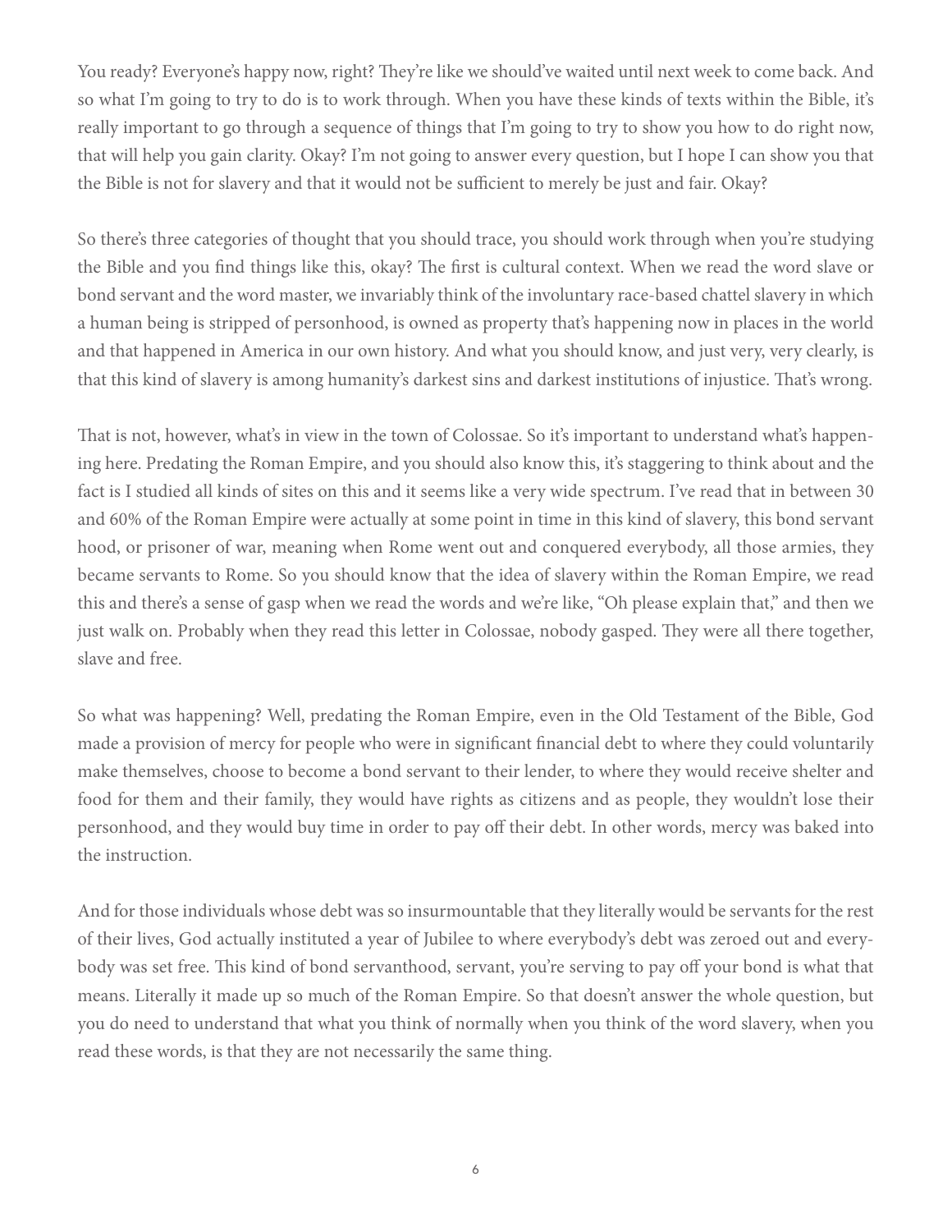You ready? Everyone's happy now, right? They're like we should've waited until next week to come back. And so what I'm going to try to do is to work through. When you have these kinds of texts within the Bible, it's really important to go through a sequence of things that I'm going to try to show you how to do right now, that will help you gain clarity. Okay? I'm not going to answer every question, but I hope I can show you that the Bible is not for slavery and that it would not be sufficient to merely be just and fair. Okay?

So there's three categories of thought that you should trace, you should work through when you're studying the Bible and you find things like this, okay? The first is cultural context. When we read the word slave or bond servant and the word master, we invariably think of the involuntary race-based chattel slavery in which a human being is stripped of personhood, is owned as property that's happening now in places in the world and that happened in America in our own history. And what you should know, and just very, very clearly, is that this kind of slavery is among humanity's darkest sins and darkest institutions of injustice. That's wrong.

That is not, however, what's in view in the town of Colossae. So it's important to understand what's happening here. Predating the Roman Empire, and you should also know this, it's staggering to think about and the fact is I studied all kinds of sites on this and it seems like a very wide spectrum. I've read that in between 30 and 60% of the Roman Empire were actually at some point in time in this kind of slavery, this bond servant hood, or prisoner of war, meaning when Rome went out and conquered everybody, all those armies, they became servants to Rome. So you should know that the idea of slavery within the Roman Empire, we read this and there's a sense of gasp when we read the words and we're like, "Oh please explain that," and then we just walk on. Probably when they read this letter in Colossae, nobody gasped. They were all there together, slave and free.

So what was happening? Well, predating the Roman Empire, even in the Old Testament of the Bible, God made a provision of mercy for people who were in significant financial debt to where they could voluntarily make themselves, choose to become a bond servant to their lender, to where they would receive shelter and food for them and their family, they would have rights as citizens and as people, they wouldn't lose their personhood, and they would buy time in order to pay off their debt. In other words, mercy was baked into the instruction.

And for those individuals whose debt was so insurmountable that they literally would be servants for the rest of their lives, God actually instituted a year of Jubilee to where everybody's debt was zeroed out and everybody was set free. This kind of bond servanthood, servant, you're serving to pay off your bond is what that means. Literally it made up so much of the Roman Empire. So that doesn't answer the whole question, but you do need to understand that what you think of normally when you think of the word slavery, when you read these words, is that they are not necessarily the same thing.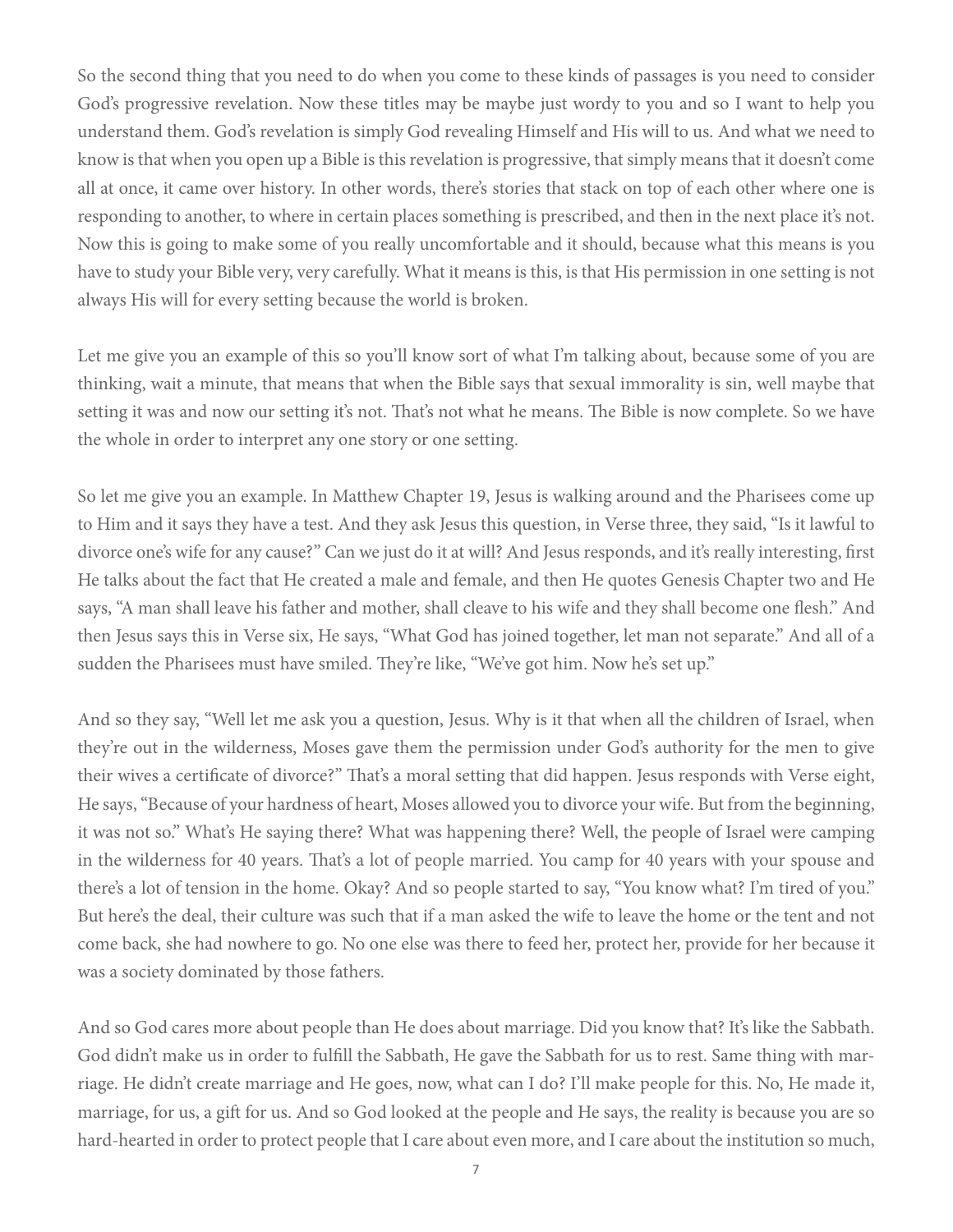So the second thing that you need to do when you come to these kinds of passages is you need to consider God's progressive revelation. Now these titles may be maybe just wordy to you and so I want to help you understand them. God's revelation is simply God revealing Himself and His will to us. And what we need to know is that when you open up a Bible is this revelation is progressive, that simply means that it doesn't come all at once, it came over history. In other words, there's stories that stack on top of each other where one is responding to another, to where in certain places something is prescribed, and then in the next place it's not. Now this is going to make some of you really uncomfortable and it should, because what this means is you have to study your Bible very, very carefully. What it means is this, is that His permission in one setting is not always His will for every setting because the world is broken.

Let me give you an example of this so you'll know sort of what I'm talking about, because some of you are thinking, wait a minute, that means that when the Bible says that sexual immorality is sin, well maybe that setting it was and now our setting it's not. That's not what he means. The Bible is now complete. So we have the whole in order to interpret any one story or one setting.

So let me give you an example. In Matthew Chapter 19, Jesus is walking around and the Pharisees come up to Him and it says they have a test. And they ask Jesus this question, in Verse three, they said, "Is it lawful to divorce one's wife for any cause?" Can we just do it at will? And Jesus responds, and it's really interesting, first He talks about the fact that He created a male and female, and then He quotes Genesis Chapter two and He says, "A man shall leave his father and mother, shall cleave to his wife and they shall become one flesh." And then Jesus says this in Verse six, He says, "What God has joined together, let man not separate." And all of a sudden the Pharisees must have smiled. They're like, "We've got him. Now he's set up."

And so they say, "Well let me ask you a question, Jesus. Why is it that when all the children of Israel, when they're out in the wilderness, Moses gave them the permission under God's authority for the men to give their wives a certificate of divorce?" That's a moral setting that did happen. Jesus responds with Verse eight, He says, "Because of your hardness of heart, Moses allowed you to divorce your wife. But from the beginning, it was not so." What's He saying there? What was happening there? Well, the people of Israel were camping in the wilderness for 40 years. That's a lot of people married. You camp for 40 years with your spouse and there's a lot of tension in the home. Okay? And so people started to say, "You know what? I'm tired of you." But here's the deal, their culture was such that if a man asked the wife to leave the home or the tent and not come back, she had nowhere to go. No one else was there to feed her, protect her, provide for her because it was a society dominated by those fathers.

And so God cares more about people than He does about marriage. Did you know that? It's like the Sabbath. God didn't make us in order to fulfill the Sabbath, He gave the Sabbath for us to rest. Same thing with marriage. He didn't create marriage and He goes, now, what can I do? I'll make people for this. No, He made it, marriage, for us, a gift for us. And so God looked at the people and He says, the reality is because you are so hard-hearted in order to protect people that I care about even more, and I care about the institution so much,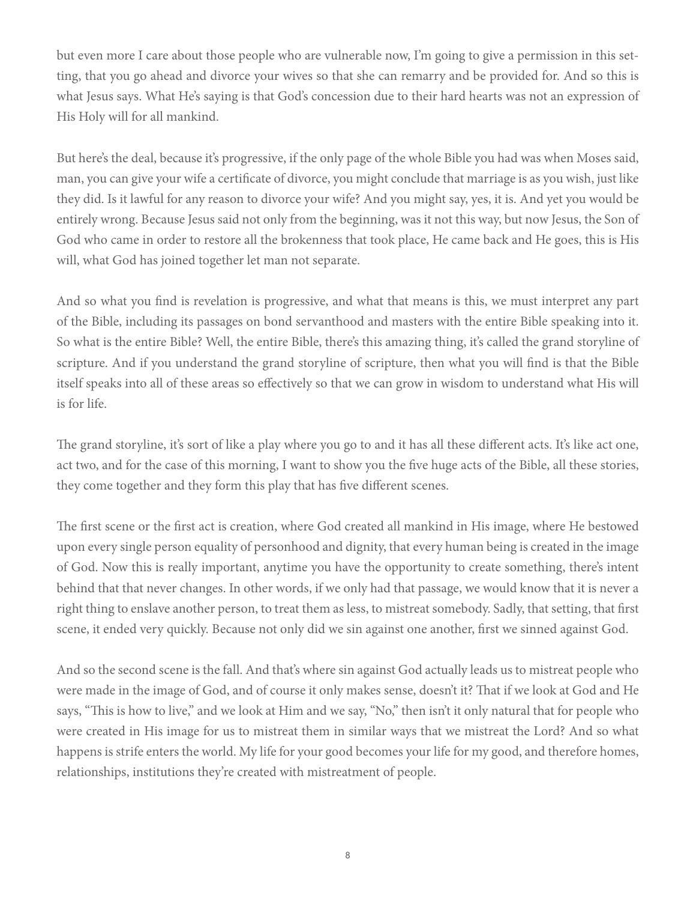but even more I care about those people who are vulnerable now, I'm going to give a permission in this setting, that you go ahead and divorce your wives so that she can remarry and be provided for. And so this is what Jesus says. What He's saying is that God's concession due to their hard hearts was not an expression of His Holy will for all mankind.

But here's the deal, because it's progressive, if the only page of the whole Bible you had was when Moses said, man, you can give your wife a certificate of divorce, you might conclude that marriage is as you wish, just like they did. Is it lawful for any reason to divorce your wife? And you might say, yes, it is. And yet you would be entirely wrong. Because Jesus said not only from the beginning, was it not this way, but now Jesus, the Son of God who came in order to restore all the brokenness that took place, He came back and He goes, this is His will, what God has joined together let man not separate.

And so what you find is revelation is progressive, and what that means is this, we must interpret any part of the Bible, including its passages on bond servanthood and masters with the entire Bible speaking into it. So what is the entire Bible? Well, the entire Bible, there's this amazing thing, it's called the grand storyline of scripture. And if you understand the grand storyline of scripture, then what you will find is that the Bible itself speaks into all of these areas so effectively so that we can grow in wisdom to understand what His will is for life.

The grand storyline, it's sort of like a play where you go to and it has all these different acts. It's like act one, act two, and for the case of this morning, I want to show you the five huge acts of the Bible, all these stories, they come together and they form this play that has five different scenes.

The first scene or the first act is creation, where God created all mankind in His image, where He bestowed upon every single person equality of personhood and dignity, that every human being is created in the image of God. Now this is really important, anytime you have the opportunity to create something, there's intent behind that that never changes. In other words, if we only had that passage, we would know that it is never a right thing to enslave another person, to treat them as less, to mistreat somebody. Sadly, that setting, that first scene, it ended very quickly. Because not only did we sin against one another, first we sinned against God.

And so the second scene is the fall. And that's where sin against God actually leads us to mistreat people who were made in the image of God, and of course it only makes sense, doesn't it? That if we look at God and He says, "This is how to live," and we look at Him and we say, "No," then isn't it only natural that for people who were created in His image for us to mistreat them in similar ways that we mistreat the Lord? And so what happens is strife enters the world. My life for your good becomes your life for my good, and therefore homes, relationships, institutions they're created with mistreatment of people.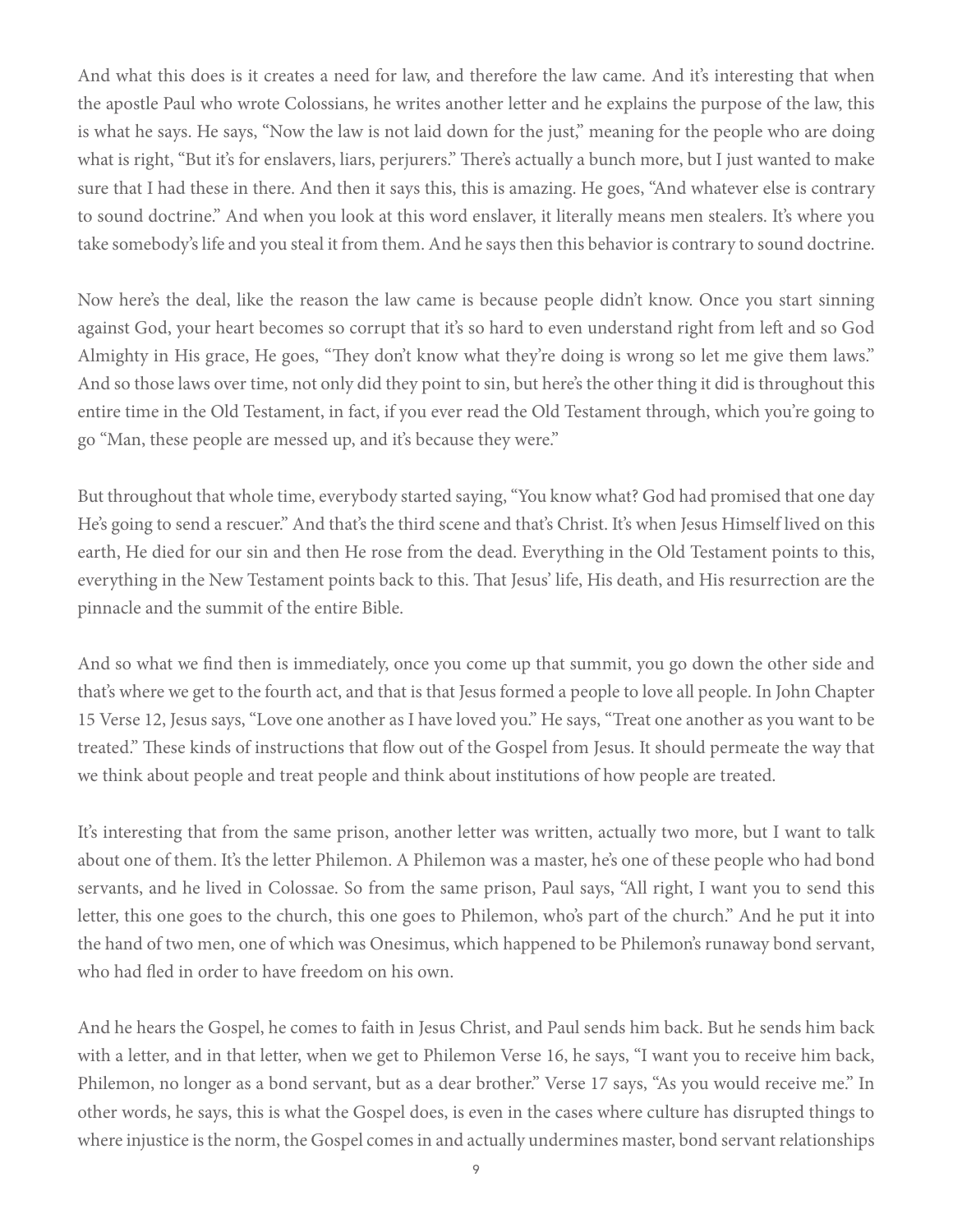And what this does is it creates a need for law, and therefore the law came. And it's interesting that when the apostle Paul who wrote Colossians, he writes another letter and he explains the purpose of the law, this is what he says. He says, "Now the law is not laid down for the just," meaning for the people who are doing what is right, "But it's for enslavers, liars, perjurers." There's actually a bunch more, but I just wanted to make sure that I had these in there. And then it says this, this is amazing. He goes, "And whatever else is contrary to sound doctrine." And when you look at this word enslaver, it literally means men stealers. It's where you take somebody's life and you steal it from them. And he says then this behavior is contrary to sound doctrine.

Now here's the deal, like the reason the law came is because people didn't know. Once you start sinning against God, your heart becomes so corrupt that it's so hard to even understand right from left and so God Almighty in His grace, He goes, "They don't know what they're doing is wrong so let me give them laws." And so those laws over time, not only did they point to sin, but here's the other thing it did is throughout this entire time in the Old Testament, in fact, if you ever read the Old Testament through, which you're going to go "Man, these people are messed up, and it's because they were."

But throughout that whole time, everybody started saying, "You know what? God had promised that one day He's going to send a rescuer." And that's the third scene and that's Christ. It's when Jesus Himself lived on this earth, He died for our sin and then He rose from the dead. Everything in the Old Testament points to this, everything in the New Testament points back to this. That Jesus' life, His death, and His resurrection are the pinnacle and the summit of the entire Bible.

And so what we find then is immediately, once you come up that summit, you go down the other side and that's where we get to the fourth act, and that is that Jesus formed a people to love all people. In John Chapter 15 Verse 12, Jesus says, "Love one another as I have loved you." He says, "Treat one another as you want to be treated." These kinds of instructions that flow out of the Gospel from Jesus. It should permeate the way that we think about people and treat people and think about institutions of how people are treated.

It's interesting that from the same prison, another letter was written, actually two more, but I want to talk about one of them. It's the letter Philemon. A Philemon was a master, he's one of these people who had bond servants, and he lived in Colossae. So from the same prison, Paul says, "All right, I want you to send this letter, this one goes to the church, this one goes to Philemon, who's part of the church." And he put it into the hand of two men, one of which was Onesimus, which happened to be Philemon's runaway bond servant, who had fled in order to have freedom on his own.

And he hears the Gospel, he comes to faith in Jesus Christ, and Paul sends him back. But he sends him back with a letter, and in that letter, when we get to Philemon Verse 16, he says, "I want you to receive him back, Philemon, no longer as a bond servant, but as a dear brother." Verse 17 says, "As you would receive me." In other words, he says, this is what the Gospel does, is even in the cases where culture has disrupted things to where injustice is the norm, the Gospel comes in and actually undermines master, bond servant relationships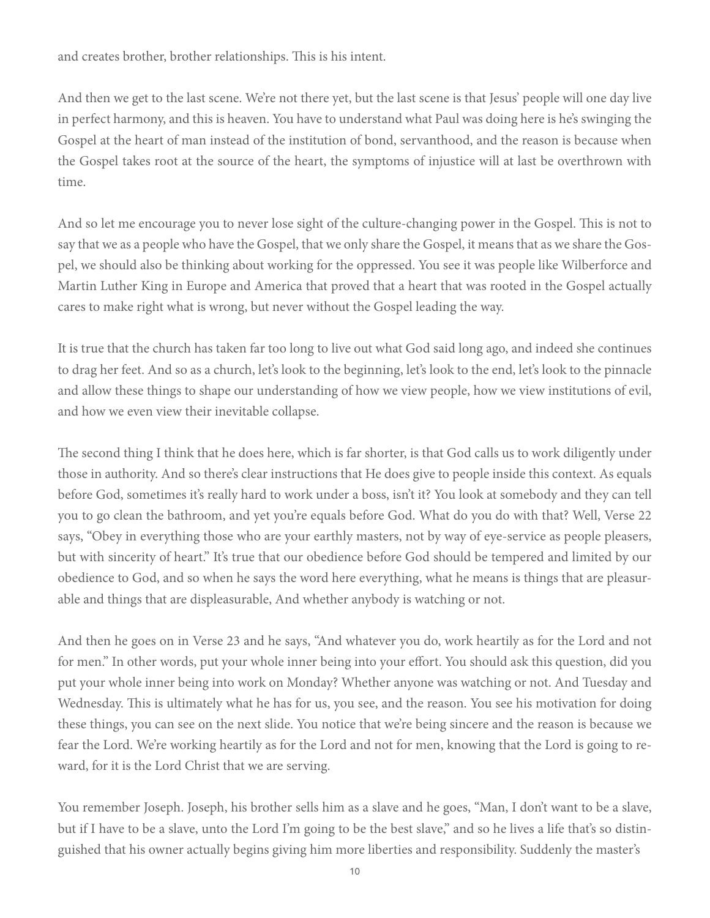and creates brother, brother relationships. This is his intent.

And then we get to the last scene. We're not there yet, but the last scene is that Jesus' people will one day live in perfect harmony, and this is heaven. You have to understand what Paul was doing here is he's swinging the Gospel at the heart of man instead of the institution of bond, servanthood, and the reason is because when the Gospel takes root at the source of the heart, the symptoms of injustice will at last be overthrown with time.

And so let me encourage you to never lose sight of the culture-changing power in the Gospel. This is not to say that we as a people who have the Gospel, that we only share the Gospel, it means that as we share the Gospel, we should also be thinking about working for the oppressed. You see it was people like Wilberforce and Martin Luther King in Europe and America that proved that a heart that was rooted in the Gospel actually cares to make right what is wrong, but never without the Gospel leading the way.

It is true that the church has taken far too long to live out what God said long ago, and indeed she continues to drag her feet. And so as a church, let's look to the beginning, let's look to the end, let's look to the pinnacle and allow these things to shape our understanding of how we view people, how we view institutions of evil, and how we even view their inevitable collapse.

The second thing I think that he does here, which is far shorter, is that God calls us to work diligently under those in authority. And so there's clear instructions that He does give to people inside this context. As equals before God, sometimes it's really hard to work under a boss, isn't it? You look at somebody and they can tell you to go clean the bathroom, and yet you're equals before God. What do you do with that? Well, Verse 22 says, "Obey in everything those who are your earthly masters, not by way of eye-service as people pleasers, but with sincerity of heart." It's true that our obedience before God should be tempered and limited by our obedience to God, and so when he says the word here everything, what he means is things that are pleasurable and things that are displeasurable, And whether anybody is watching or not.

And then he goes on in Verse 23 and he says, "And whatever you do, work heartily as for the Lord and not for men." In other words, put your whole inner being into your effort. You should ask this question, did you put your whole inner being into work on Monday? Whether anyone was watching or not. And Tuesday and Wednesday. This is ultimately what he has for us, you see, and the reason. You see his motivation for doing these things, you can see on the next slide. You notice that we're being sincere and the reason is because we fear the Lord. We're working heartily as for the Lord and not for men, knowing that the Lord is going to reward, for it is the Lord Christ that we are serving.

You remember Joseph. Joseph, his brother sells him as a slave and he goes, "Man, I don't want to be a slave, but if I have to be a slave, unto the Lord I'm going to be the best slave," and so he lives a life that's so distinguished that his owner actually begins giving him more liberties and responsibility. Suddenly the master's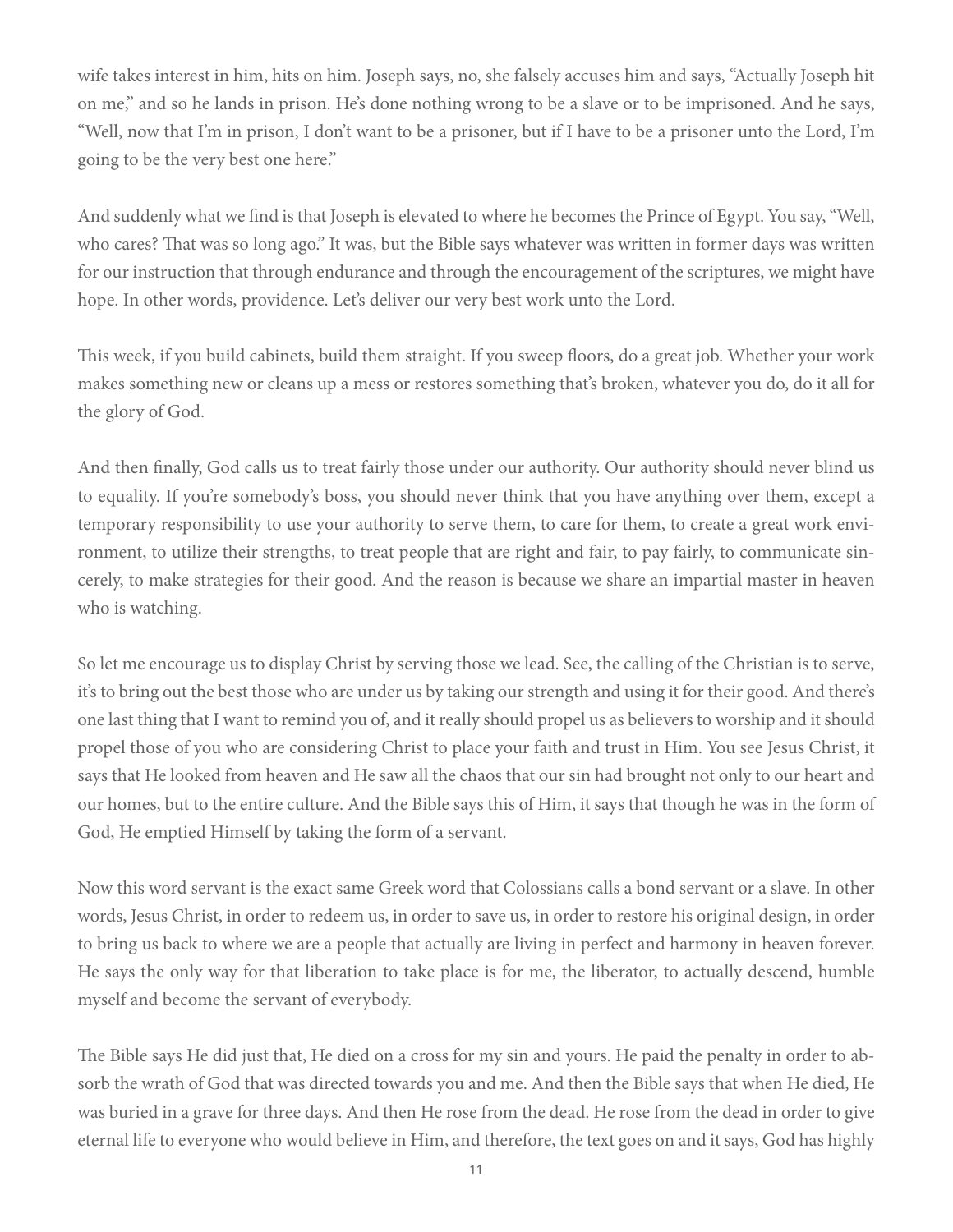wife takes interest in him, hits on him. Joseph says, no, she falsely accuses him and says, "Actually Joseph hit on me," and so he lands in prison. He's done nothing wrong to be a slave or to be imprisoned. And he says, "Well, now that I'm in prison, I don't want to be a prisoner, but if I have to be a prisoner unto the Lord, I'm going to be the very best one here."

And suddenly what we find is that Joseph is elevated to where he becomes the Prince of Egypt. You say, "Well, who cares? That was so long ago." It was, but the Bible says whatever was written in former days was written for our instruction that through endurance and through the encouragement of the scriptures, we might have hope. In other words, providence. Let's deliver our very best work unto the Lord.

This week, if you build cabinets, build them straight. If you sweep floors, do a great job. Whether your work makes something new or cleans up a mess or restores something that's broken, whatever you do, do it all for the glory of God.

And then finally, God calls us to treat fairly those under our authority. Our authority should never blind us to equality. If you're somebody's boss, you should never think that you have anything over them, except a temporary responsibility to use your authority to serve them, to care for them, to create a great work environment, to utilize their strengths, to treat people that are right and fair, to pay fairly, to communicate sincerely, to make strategies for their good. And the reason is because we share an impartial master in heaven who is watching.

So let me encourage us to display Christ by serving those we lead. See, the calling of the Christian is to serve, it's to bring out the best those who are under us by taking our strength and using it for their good. And there's one last thing that I want to remind you of, and it really should propel us as believers to worship and it should propel those of you who are considering Christ to place your faith and trust in Him. You see Jesus Christ, it says that He looked from heaven and He saw all the chaos that our sin had brought not only to our heart and our homes, but to the entire culture. And the Bible says this of Him, it says that though he was in the form of God, He emptied Himself by taking the form of a servant.

Now this word servant is the exact same Greek word that Colossians calls a bond servant or a slave. In other words, Jesus Christ, in order to redeem us, in order to save us, in order to restore his original design, in order to bring us back to where we are a people that actually are living in perfect and harmony in heaven forever. He says the only way for that liberation to take place is for me, the liberator, to actually descend, humble myself and become the servant of everybody.

The Bible says He did just that, He died on a cross for my sin and yours. He paid the penalty in order to absorb the wrath of God that was directed towards you and me. And then the Bible says that when He died, He was buried in a grave for three days. And then He rose from the dead. He rose from the dead in order to give eternal life to everyone who would believe in Him, and therefore, the text goes on and it says, God has highly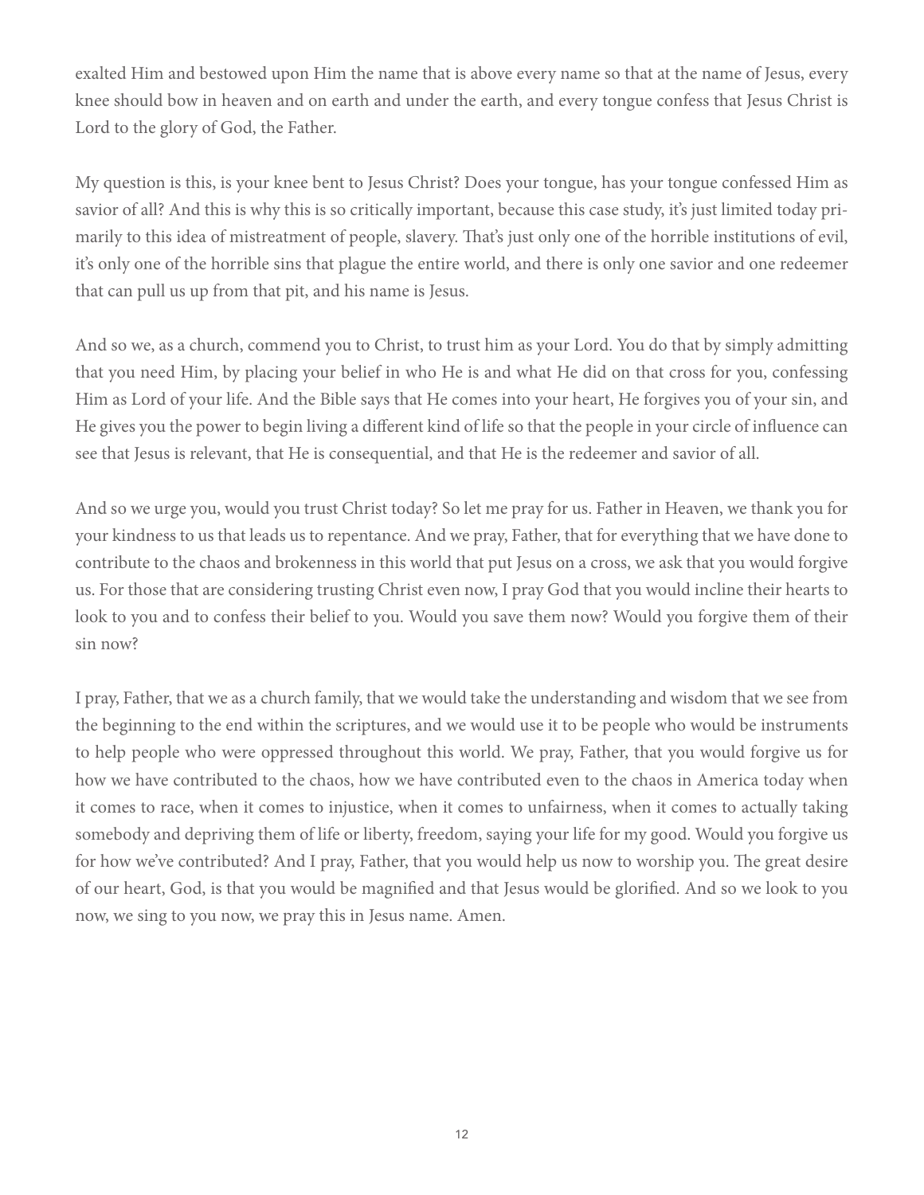exalted Him and bestowed upon Him the name that is above every name so that at the name of Jesus, every knee should bow in heaven and on earth and under the earth, and every tongue confess that Jesus Christ is Lord to the glory of God, the Father.

My question is this, is your knee bent to Jesus Christ? Does your tongue, has your tongue confessed Him as savior of all? And this is why this is so critically important, because this case study, it's just limited today primarily to this idea of mistreatment of people, slavery. That's just only one of the horrible institutions of evil, it's only one of the horrible sins that plague the entire world, and there is only one savior and one redeemer that can pull us up from that pit, and his name is Jesus.

And so we, as a church, commend you to Christ, to trust him as your Lord. You do that by simply admitting that you need Him, by placing your belief in who He is and what He did on that cross for you, confessing Him as Lord of your life. And the Bible says that He comes into your heart, He forgives you of your sin, and He gives you the power to begin living a different kind of life so that the people in your circle of influence can see that Jesus is relevant, that He is consequential, and that He is the redeemer and savior of all.

And so we urge you, would you trust Christ today? So let me pray for us. Father in Heaven, we thank you for your kindness to us that leads us to repentance. And we pray, Father, that for everything that we have done to contribute to the chaos and brokenness in this world that put Jesus on a cross, we ask that you would forgive us. For those that are considering trusting Christ even now, I pray God that you would incline their hearts to look to you and to confess their belief to you. Would you save them now? Would you forgive them of their sin now?

I pray, Father, that we as a church family, that we would take the understanding and wisdom that we see from the beginning to the end within the scriptures, and we would use it to be people who would be instruments to help people who were oppressed throughout this world. We pray, Father, that you would forgive us for how we have contributed to the chaos, how we have contributed even to the chaos in America today when it comes to race, when it comes to injustice, when it comes to unfairness, when it comes to actually taking somebody and depriving them of life or liberty, freedom, saying your life for my good. Would you forgive us for how we've contributed? And I pray, Father, that you would help us now to worship you. The great desire of our heart, God, is that you would be magnified and that Jesus would be glorified. And so we look to you now, we sing to you now, we pray this in Jesus name. Amen.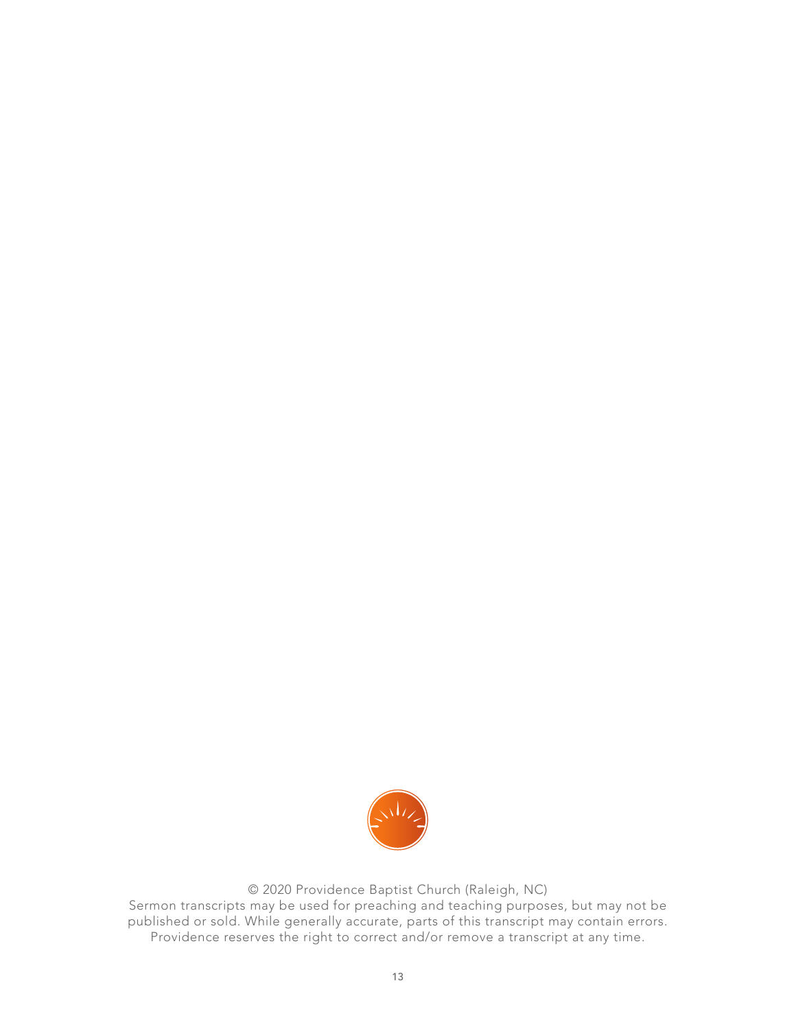© 2020 Providence Baptist Church (Raleigh, NC)
Sermon transcripts may be used for preaching and teaching purposes, but may not be published or sold. While generally accurate, parts of this transcript may contain errors. Providence reserves the right to correct and/or remove a transcript at any time.